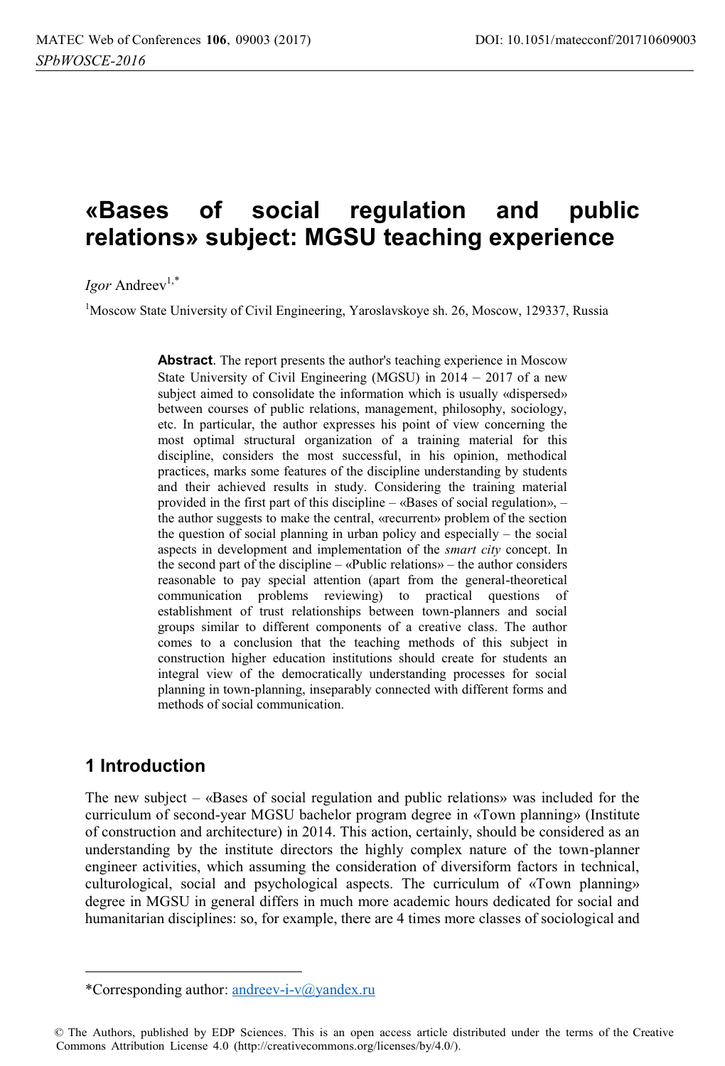# «Bases of social regulation and public relations» subject: MGSU teaching experience

*Igor* Andreev[1,*]

[1]Moscow State University of Civil Engineering, Yaroslavskoye sh. 26, Moscow, 129337, Russia

**Abstract**. The report presents the author's teaching experience in Moscow State University of Civil Engineering (MGSU) in 2014 – 2017 of a new subject aimed to consolidate the information which is usually «dispersed» between courses of public relations, management, philosophy, sociology, etc. In particular, the author expresses his point of view concerning the most optimal structural organization of a training material for this discipline, considers the most successful, in his opinion, methodical practices, marks some features of the discipline understanding by students and their achieved results in study. Considering the training material provided in the first part of this discipline – «Bases of social regulation», – the author suggests to make the central, «recurrent» problem of the section the question of social planning in urban policy and especially – the social aspects in development and implementation of the *smart city* concept. In the second part of the discipline – «Public relations» – the author considers reasonable to pay special attention (apart from the general-theoretical communication problems reviewing) to practical questions of establishment of trust relationships between town-planners and social groups similar to different components of a creative class. The author comes to a conclusion that the teaching methods of this subject in construction higher education institutions should create for students an integral view of the democratically understanding processes for social planning in town-planning, inseparably connected with different forms and methods of social communication.

## 1 Introduction

The new subject – «Bases of social regulation and public relations» was included for the curriculum of second-year MGSU bachelor program degree in «Town planning» (Institute of construction and architecture) in 2014. This action, certainly, should be considered as an understanding by the institute directors the highly complex nature of the town-planner engineer activities, which assuming the consideration of diversiform factors in technical, culturological, social and psychological aspects. The curriculum of «Town planning» degree in MGSU in general differs in much more academic hours dedicated for social and humanitarian disciplines: so, for example, there are 4 times more classes of sociological and

*Corresponding author: andreev-i-v@yandex.ru

© The Authors, published by EDP Sciences. This is an open access article distributed under the terms of the Creative Commons Attribution License 4.0 (http://creativecommons.org/licenses/by/4.0/).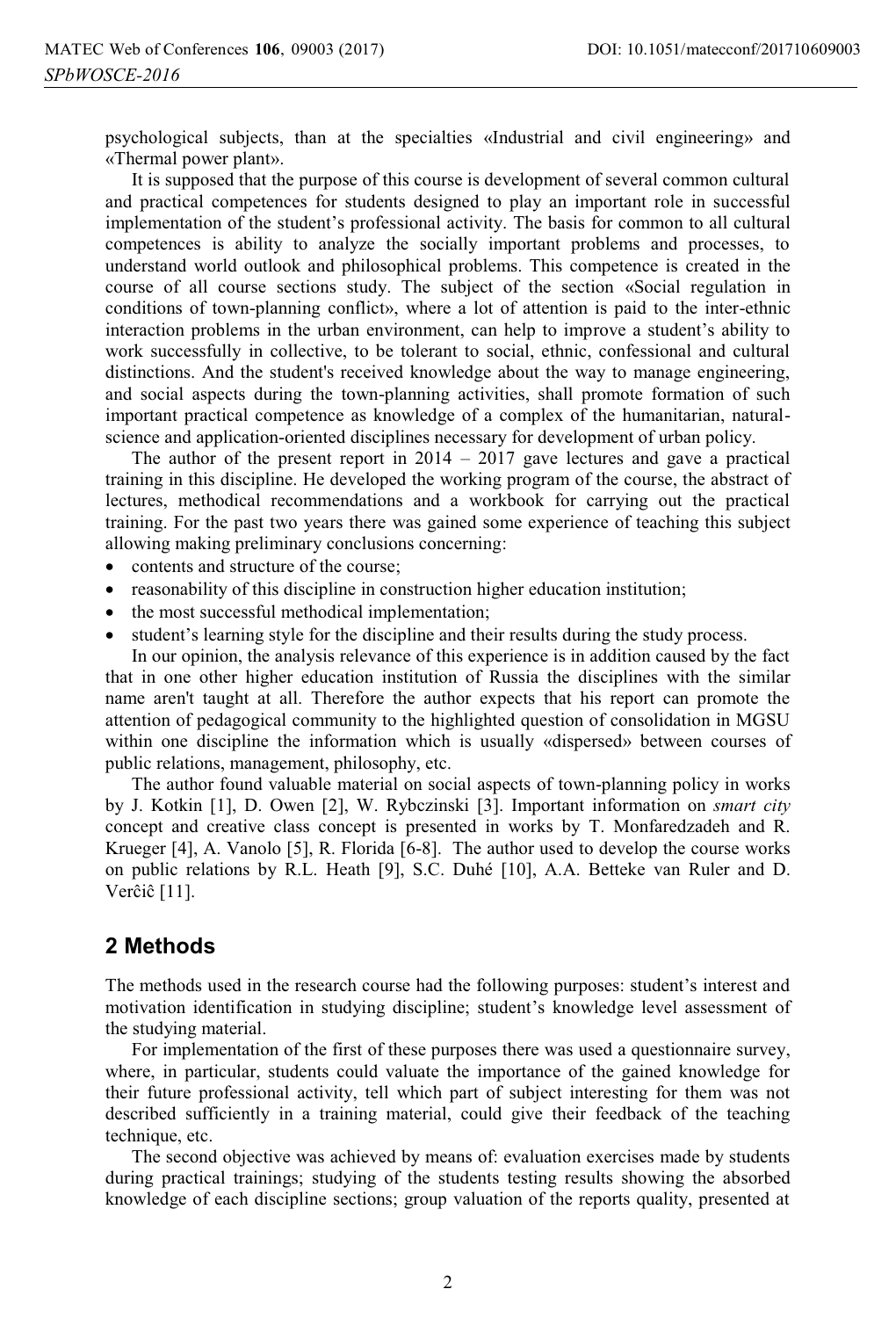psychological subjects, than at the specialties «Industrial and civil engineering» and «Thermal power plant».

It is supposed that the purpose of this course is development of several common cultural and practical competences for students designed to play an important role in successful implementation of the student's professional activity. The basis for common to all cultural competences is ability to analyze the socially important problems and processes, to understand world outlook and philosophical problems. This competence is created in the course of all course sections study. The subject of the section «Social regulation in conditions of town-planning conflict», where a lot of attention is paid to the inter-ethnic interaction problems in the urban environment, can help to improve a student's ability to work successfully in collective, to be tolerant to social, ethnic, confessional and cultural distinctions. And the student's received knowledge about the way to manage engineering, and social aspects during the town-planning activities, shall promote formation of such important practical competence as knowledge of a complex of the humanitarian, natural-science and application-oriented disciplines necessary for development of urban policy.

The author of the present report in 2014 – 2017 gave lectures and gave a practical training in this discipline. He developed the working program of the course, the abstract of lectures, methodical recommendations and a workbook for carrying out the practical training. For the past two years there was gained some experience of teaching this subject allowing making preliminary conclusions concerning:

- contents and structure of the course;
- reasonability of this discipline in construction higher education institution;
- the most successful methodical implementation;
- student's learning style for the discipline and their results during the study process.

In our opinion, the analysis relevance of this experience is in addition caused by the fact that in one other higher education institution of Russia the disciplines with the similar name aren't taught at all. Therefore the author expects that his report can promote the attention of pedagogical community to the highlighted question of consolidation in MGSU within one discipline the information which is usually «dispersed» between courses of public relations, management, philosophy, etc.

The author found valuable material on social aspects of town-planning policy in works by J. Kotkin [1], D. Owen [2], W. Rybczinski [3]. Important information on *smart city* concept and creative class concept is presented in works by T. Monfaredzadeh and R. Krueger [4], A. Vanolo [5], R. Florida [6-8]. The author used to develop the course works on public relations by R.L. Heath [9], S.C. Duhé [10], A.A. Betteke van Ruler and D. Verĉiĉ [11].

## 2 Methods

The methods used in the research course had the following purposes: student's interest and motivation identification in studying discipline; student's knowledge level assessment of the studying material.

For implementation of the first of these purposes there was used a questionnaire survey, where, in particular, students could valuate the importance of the gained knowledge for their future professional activity, tell which part of subject interesting for them was not described sufficiently in a training material, could give their feedback of the teaching technique, etc.

The second objective was achieved by means of: evaluation exercises made by students during practical trainings; studying of the students testing results showing the absorbed knowledge of each discipline sections; group valuation of the reports quality, presented at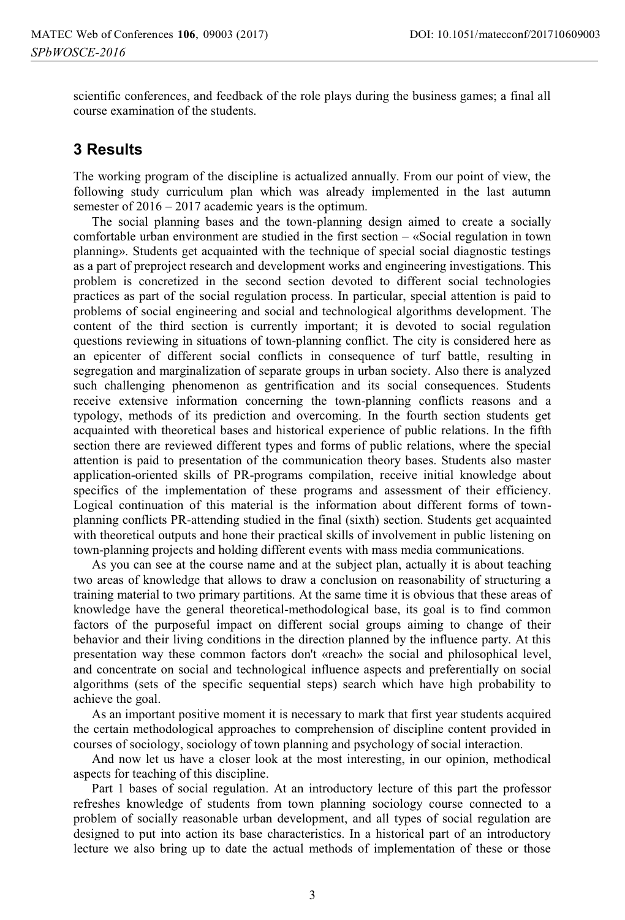scientific conferences, and feedback of the role plays during the business games; a final all course examination of the students.

## 3 Results

The working program of the discipline is actualized annually. From our point of view, the following study curriculum plan which was already implemented in the last autumn semester of 2016 – 2017 academic years is the optimum.

The social planning bases and the town-planning design aimed to create a socially comfortable urban environment are studied in the first section – «Social regulation in town planning». Students get acquainted with the technique of special social diagnostic testings as a part of preproject research and development works and engineering investigations. This problem is concretized in the second section devoted to different social technologies practices as part of the social regulation process. In particular, special attention is paid to problems of social engineering and social and technological algorithms development. The content of the third section is currently important; it is devoted to social regulation questions reviewing in situations of town-planning conflict. The city is considered here as an epicenter of different social conflicts in consequence of turf battle, resulting in segregation and marginalization of separate groups in urban society. Also there is analyzed such challenging phenomenon as gentrification and its social consequences. Students receive extensive information concerning the town-planning conflicts reasons and a typology, methods of its prediction and overcoming. In the fourth section students get acquainted with theoretical bases and historical experience of public relations. In the fifth section there are reviewed different types and forms of public relations, where the special attention is paid to presentation of the communication theory bases. Students also master application-oriented skills of PR-programs compilation, receive initial knowledge about specifics of the implementation of these programs and assessment of their efficiency. Logical continuation of this material is the information about different forms of town-planning conflicts PR-attending studied in the final (sixth) section. Students get acquainted with theoretical outputs and hone their practical skills of involvement in public listening on town-planning projects and holding different events with mass media communications.

As you can see at the course name and at the subject plan, actually it is about teaching two areas of knowledge that allows to draw a conclusion on reasonability of structuring a training material to two primary partitions. At the same time it is obvious that these areas of knowledge have the general theoretical-methodological base, its goal is to find common factors of the purposeful impact on different social groups aiming to change of their behavior and their living conditions in the direction planned by the influence party. At this presentation way these common factors don't «reach» the social and philosophical level, and concentrate on social and technological influence aspects and preferentially on social algorithms (sets of the specific sequential steps) search which have high probability to achieve the goal.

As an important positive moment it is necessary to mark that first year students acquired the certain methodological approaches to comprehension of discipline content provided in courses of sociology, sociology of town planning and psychology of social interaction.

And now let us have a closer look at the most interesting, in our opinion, methodical aspects for teaching of this discipline.

Part 1 bases of social regulation. At an introductory lecture of this part the professor refreshes knowledge of students from town planning sociology course connected to a problem of socially reasonable urban development, and all types of social regulation are designed to put into action its base characteristics. In a historical part of an introductory lecture we also bring up to date the actual methods of implementation of these or those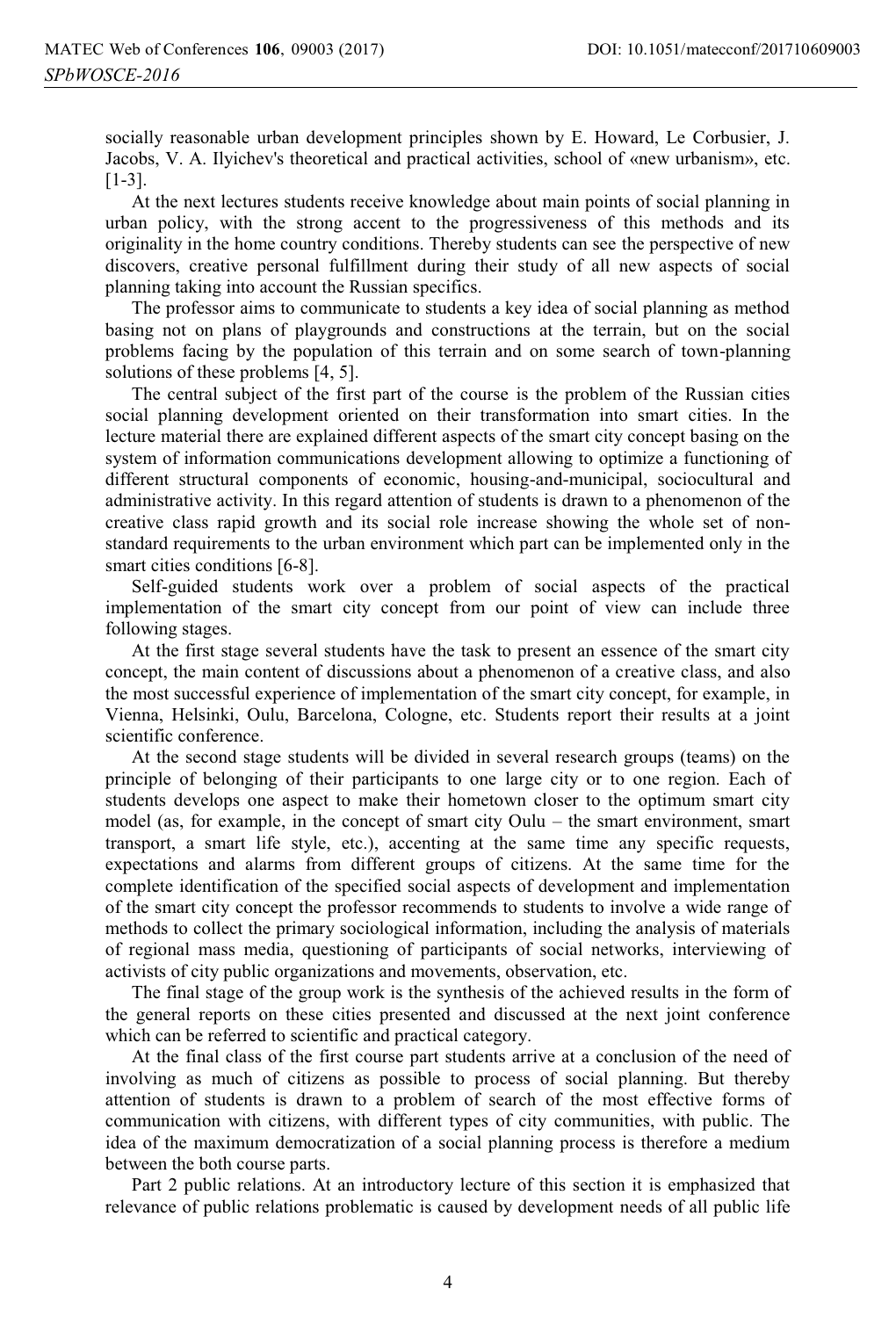socially reasonable urban development principles shown by E. Howard, Le Corbusier, J. Jacobs, V. A. Ilyichev's theoretical and practical activities, school of «new urbanism», etc. [1-3].

At the next lectures students receive knowledge about main points of social planning in urban policy, with the strong accent to the progressiveness of this methods and its originality in the home country conditions. Thereby students can see the perspective of new discovers, creative personal fulfillment during their study of all new aspects of social planning taking into account the Russian specifics.

The professor aims to communicate to students a key idea of social planning as method basing not on plans of playgrounds and constructions at the terrain, but on the social problems facing by the population of this terrain and on some search of town-planning solutions of these problems [4, 5].

The central subject of the first part of the course is the problem of the Russian cities social planning development oriented on their transformation into smart cities. In the lecture material there are explained different aspects of the smart city concept basing on the system of information communications development allowing to optimize a functioning of different structural components of economic, housing-and-municipal, sociocultural and administrative activity. In this regard attention of students is drawn to a phenomenon of the creative class rapid growth and its social role increase showing the whole set of non-standard requirements to the urban environment which part can be implemented only in the smart cities conditions [6-8].

Self-guided students work over a problem of social aspects of the practical implementation of the smart city concept from our point of view can include three following stages.

At the first stage several students have the task to present an essence of the smart city concept, the main content of discussions about a phenomenon of a creative class, and also the most successful experience of implementation of the smart city concept, for example, in Vienna, Helsinki, Oulu, Barcelona, Cologne, etc. Students report their results at a joint scientific conference.

At the second stage students will be divided in several research groups (teams) on the principle of belonging of their participants to one large city or to one region. Each of students develops one aspect to make their hometown closer to the optimum smart city model (as, for example, in the concept of smart city Oulu – the smart environment, smart transport, a smart life style, etc.), accenting at the same time any specific requests, expectations and alarms from different groups of citizens. At the same time for the complete identification of the specified social aspects of development and implementation of the smart city concept the professor recommends to students to involve a wide range of methods to collect the primary sociological information, including the analysis of materials of regional mass media, questioning of participants of social networks, interviewing of activists of city public organizations and movements, observation, etc.

The final stage of the group work is the synthesis of the achieved results in the form of the general reports on these cities presented and discussed at the next joint conference which can be referred to scientific and practical category.

At the final class of the first course part students arrive at a conclusion of the need of involving as much of citizens as possible to process of social planning. But thereby attention of students is drawn to a problem of search of the most effective forms of communication with citizens, with different types of city communities, with public. The idea of the maximum democratization of a social planning process is therefore a medium between the both course parts.

Part 2 public relations. At an introductory lecture of this section it is emphasized that relevance of public relations problematic is caused by development needs of all public life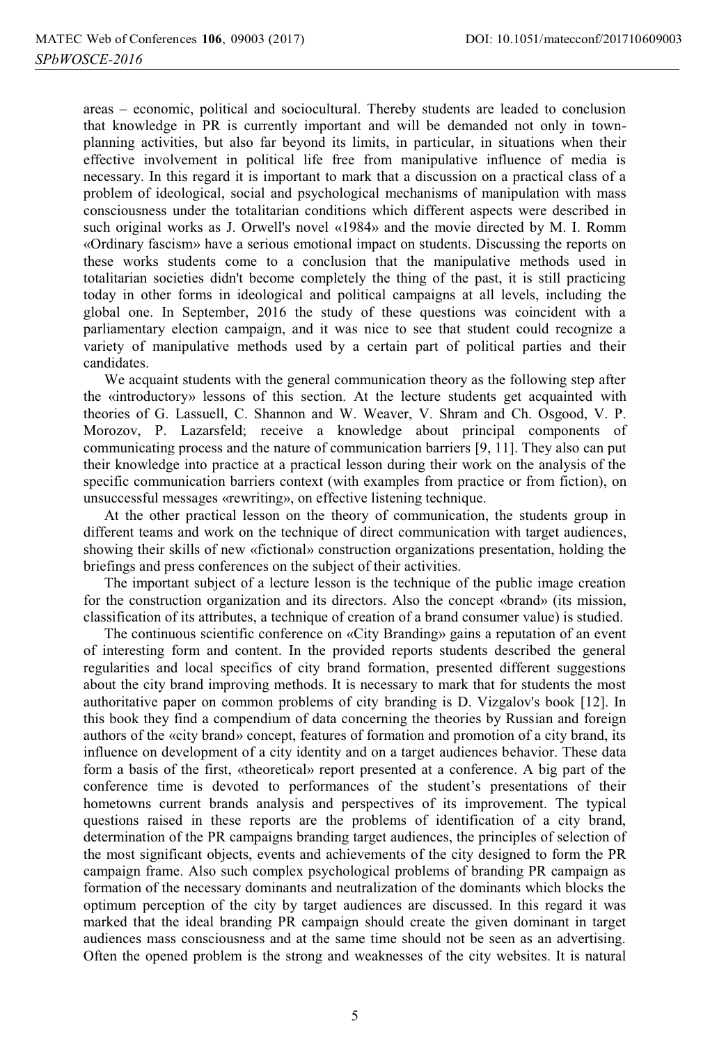areas – economic, political and sociocultural. Thereby students are leaded to conclusion that knowledge in PR is currently important and will be demanded not only in town-planning activities, but also far beyond its limits, in particular, in situations when their effective involvement in political life free from manipulative influence of media is necessary. In this regard it is important to mark that a discussion on a practical class of a problem of ideological, social and psychological mechanisms of manipulation with mass consciousness under the totalitarian conditions which different aspects were described in such original works as J. Orwell's novel «1984» and the movie directed by M. I. Romm «Ordinary fascism» have a serious emotional impact on students. Discussing the reports on these works students come to a conclusion that the manipulative methods used in totalitarian societies didn't become completely the thing of the past, it is still practicing today in other forms in ideological and political campaigns at all levels, including the global one. In September, 2016 the study of these questions was coincident with a parliamentary election campaign, and it was nice to see that student could recognize a variety of manipulative methods used by a certain part of political parties and their candidates.

We acquaint students with the general communication theory as the following step after the «introductory» lessons of this section. At the lecture students get acquainted with theories of G. Lassuell, C. Shannon and W. Weaver, V. Shram and Ch. Osgood, V. P. Morozov, P. Lazarsfeld; receive a knowledge about principal components of communicating process and the nature of communication barriers [9, 11]. They also can put their knowledge into practice at a practical lesson during their work on the analysis of the specific communication barriers context (with examples from practice or from fiction), on unsuccessful messages «rewriting», on effective listening technique.

At the other practical lesson on the theory of communication, the students group in different teams and work on the technique of direct communication with target audiences, showing their skills of new «fictional» construction organizations presentation, holding the briefings and press conferences on the subject of their activities.

The important subject of a lecture lesson is the technique of the public image creation for the construction organization and its directors. Also the concept «brand» (its mission, classification of its attributes, a technique of creation of a brand consumer value) is studied.

The continuous scientific conference on «City Branding» gains a reputation of an event of interesting form and content. In the provided reports students described the general regularities and local specifics of city brand formation, presented different suggestions about the city brand improving methods. It is necessary to mark that for students the most authoritative paper on common problems of city branding is D. Vizgalov's book [12]. In this book they find a compendium of data concerning the theories by Russian and foreign authors of the «city brand» concept, features of formation and promotion of a city brand, its influence on development of a city identity and on a target audiences behavior. These data form a basis of the first, «theoretical» report presented at a conference. A big part of the conference time is devoted to performances of the student's presentations of their hometowns current brands analysis and perspectives of its improvement. The typical questions raised in these reports are the problems of identification of a city brand, determination of the PR campaigns branding target audiences, the principles of selection of the most significant objects, events and achievements of the city designed to form the PR campaign frame. Also such complex psychological problems of branding PR campaign as formation of the necessary dominants and neutralization of the dominants which blocks the optimum perception of the city by target audiences are discussed. In this regard it was marked that the ideal branding PR campaign should create the given dominant in target audiences mass consciousness and at the same time should not be seen as an advertising. Often the opened problem is the strong and weaknesses of the city websites. It is natural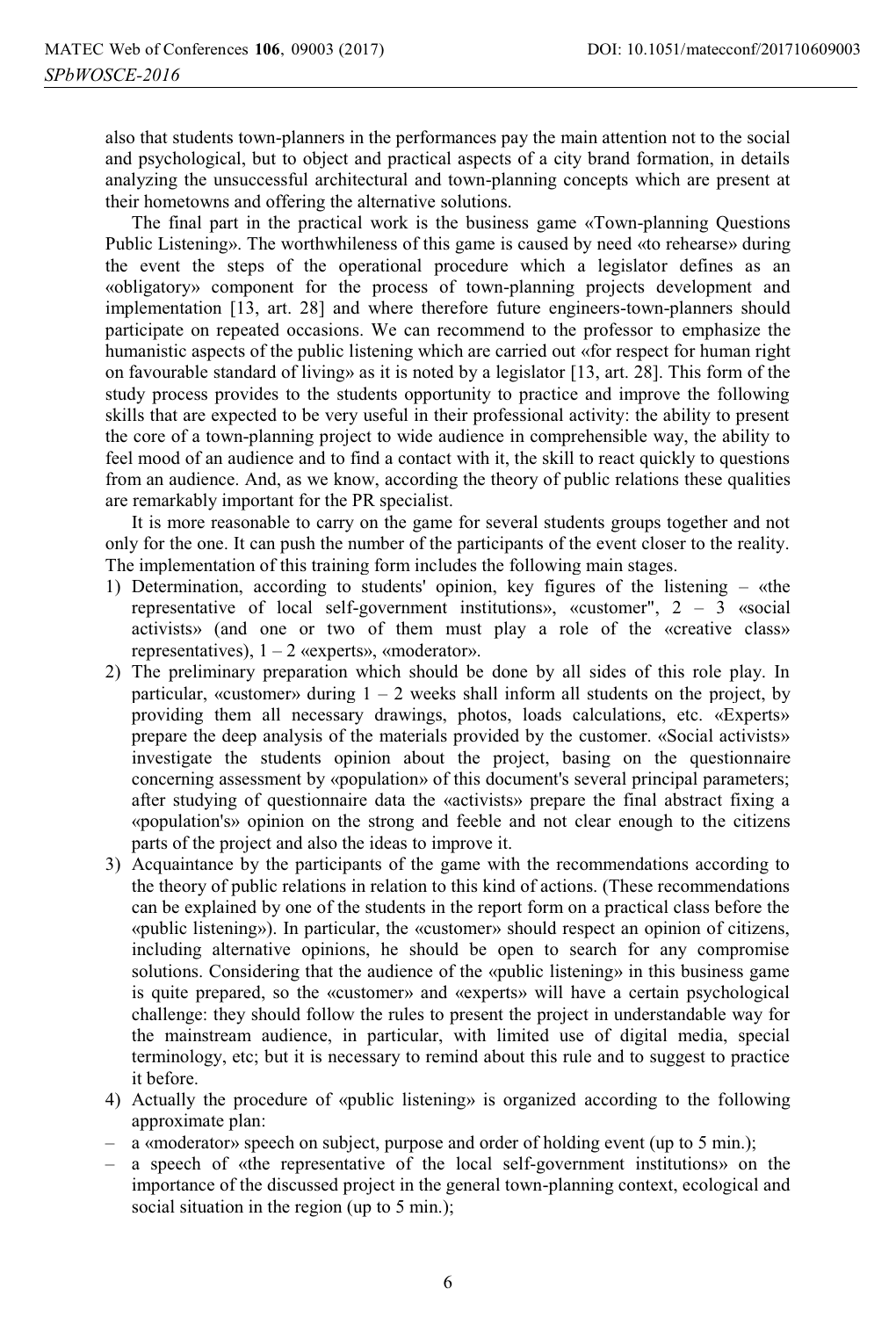also that students town-planners in the performances pay the main attention not to the social and psychological, but to object and practical aspects of a city brand formation, in details analyzing the unsuccessful architectural and town-planning concepts which are present at their hometowns and offering the alternative solutions.

The final part in the practical work is the business game «Town-planning Questions Public Listening». The worthwhileness of this game is caused by need «to rehearse» during the event the steps of the operational procedure which a legislator defines as an «obligatory» component for the process of town-planning projects development and implementation [13, art. 28] and where therefore future engineers-town-planners should participate on repeated occasions. We can recommend to the professor to emphasize the humanistic aspects of the public listening which are carried out «for respect for human right on favourable standard of living» as it is noted by a legislator [13, art. 28]. This form of the study process provides to the students opportunity to practice and improve the following skills that are expected to be very useful in their professional activity: the ability to present the core of a town-planning project to wide audience in comprehensible way, the ability to feel mood of an audience and to find a contact with it, the skill to react quickly to questions from an audience. And, as we know, according the theory of public relations these qualities are remarkably important for the PR specialist.

It is more reasonable to carry on the game for several students groups together and not only for the one. It can push the number of the participants of the event closer to the reality. The implementation of this training form includes the following main stages.

1) Determination, according to students' opinion, key figures of the listening – «the representative of local self-government institutions», «customer", 2 – 3 «social activists» (and one or two of them must play a role of the «creative class» representatives), 1 – 2 «experts», «moderator».
2) The preliminary preparation which should be done by all sides of this role play. In particular, «customer» during 1 – 2 weeks shall inform all students on the project, by providing them all necessary drawings, photos, loads calculations, etc. «Experts» prepare the deep analysis of the materials provided by the customer. «Social activists» investigate the students opinion about the project, basing on the questionnaire concerning assessment by «population» of this document's several principal parameters; after studying of questionnaire data the «activists» prepare the final abstract fixing a «population's» opinion on the strong and feeble and not clear enough to the citizens parts of the project and also the ideas to improve it.
3) Acquaintance by the participants of the game with the recommendations according to the theory of public relations in relation to this kind of actions. (These recommendations can be explained by one of the students in the report form on a practical class before the «public listening»). In particular, the «customer» should respect an opinion of citizens, including alternative opinions, he should be open to search for any compromise solutions. Considering that the audience of the «public listening» in this business game is quite prepared, so the «customer» and «experts» will have a certain psychological challenge: they should follow the rules to present the project in understandable way for the mainstream audience, in particular, with limited use of digital media, special terminology, etc; but it is necessary to remind about this rule and to suggest to practice it before.
4) Actually the procedure of «public listening» is organized according to the following approximate plan:

– a «moderator» speech on subject, purpose and order of holding event (up to 5 min.);
– a speech of «the representative of the local self-government institutions» on the importance of the discussed project in the general town-planning context, ecological and social situation in the region (up to 5 min.);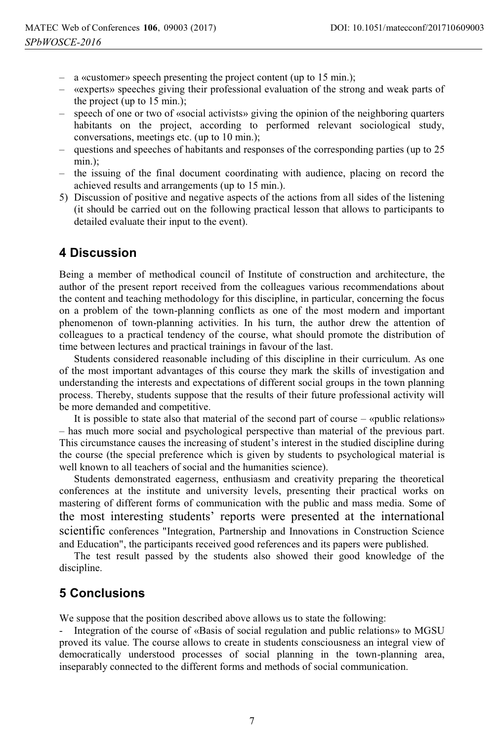- a «customer» speech presenting the project content (up to 15 min.);
- «experts» speeches giving their professional evaluation of the strong and weak parts of the project (up to 15 min.);
- speech of one or two of «social activists» giving the opinion of the neighboring quarters habitants on the project, according to performed relevant sociological study, conversations, meetings etc. (up to 10 min.);
- questions and speeches of habitants and responses of the corresponding parties (up to 25 min.);
- the issuing of the final document coordinating with audience, placing on record the achieved results and arrangements (up to 15 min.).

5) Discussion of positive and negative aspects of the actions from all sides of the listening (it should be carried out on the following practical lesson that allows to participants to detailed evaluate their input to the event).

## 4 Discussion

Being a member of methodical council of Institute of construction and architecture, the author of the present report received from the colleagues various recommendations about the content and teaching methodology for this discipline, in particular, concerning the focus on a problem of the town-planning conflicts as one of the most modern and important phenomenon of town-planning activities. In his turn, the author drew the attention of colleagues to a practical tendency of the course, what should promote the distribution of time between lectures and practical trainings in favour of the last.

Students considered reasonable including of this discipline in their curriculum. As one of the most important advantages of this course they mark the skills of investigation and understanding the interests and expectations of different social groups in the town planning process. Thereby, students suppose that the results of their future professional activity will be more demanded and competitive.

It is possible to state also that material of the second part of course – «public relations» – has much more social and psychological perspective than material of the previous part. This circumstance causes the increasing of student's interest in the studied discipline during the course (the special preference which is given by students to psychological material is well known to all teachers of social and the humanities science).

Students demonstrated eagerness, enthusiasm and creativity preparing the theoretical conferences at the institute and university levels, presenting their practical works on mastering of different forms of communication with the public and mass media. Some of the most interesting students' reports were presented at the international scientific conferences "Integration, Partnership and Innovations in Construction Science and Education", the participants received good references and its papers were published.

The test result passed by the students also showed their good knowledge of the discipline.

## 5 Conclusions

We suppose that the position described above allows us to state the following:

- Integration of the course of «Basis of social regulation and public relations» to MGSU proved its value. The course allows to create in students consciousness an integral view of democratically understood processes of social planning in the town-planning area, inseparably connected to the different forms and methods of social communication.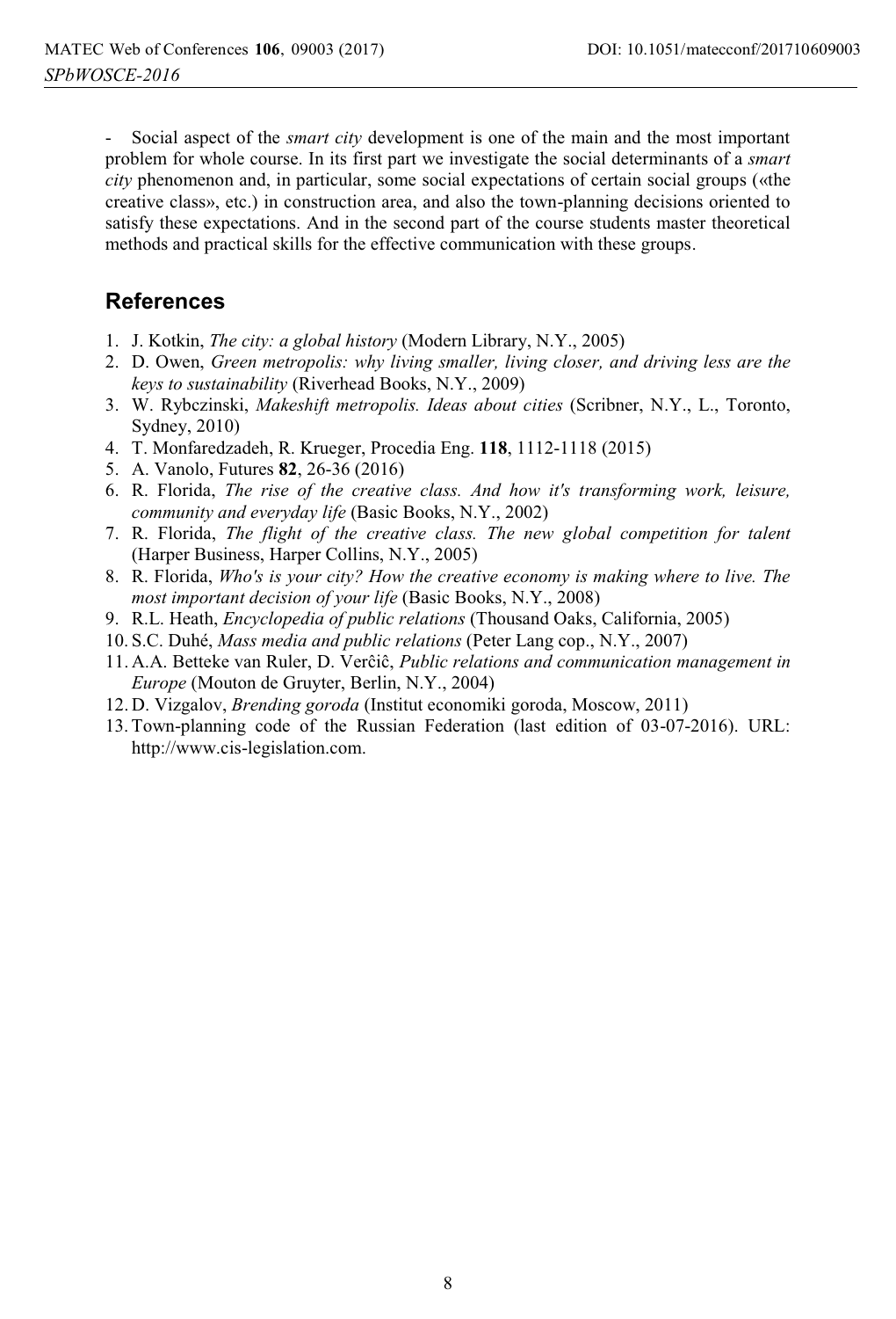- Social aspect of the *smart city* development is one of the main and the most important problem for whole course. In its first part we investigate the social determinants of a *smart city* phenomenon and, in particular, some social expectations of certain social groups («the creative class», etc.) in construction area, and also the town-planning decisions oriented to satisfy these expectations. And in the second part of the course students master theoretical methods and practical skills for the effective communication with these groups.

## References

1. J. Kotkin, *The city: a global history* (Modern Library, N.Y., 2005)
2. D. Owen, *Green metropolis: why living smaller, living closer, and driving less are the keys to sustainability* (Riverhead Books, N.Y., 2009)
3. W. Rybczinski, *Makeshift metropolis. Ideas about cities* (Scribner, N.Y., L., Toronto, Sydney, 2010)
4. T. Monfaredzadeh, R. Krueger, Procedia Eng. **118**, 1112-1118 (2015)
5. A. Vanolo, Futures **82**, 26-36 (2016)
6. R. Florida, *The rise of the creative class. And how it's transforming work, leisure, community and everyday life* (Basic Books, N.Y., 2002)
7. R. Florida, *The flight of the creative class. The new global competition for talent* (Harper Business, Harper Collins, N.Y., 2005)
8. R. Florida, *Who's is your city? How the creative economy is making where to live. The most important decision of your life* (Basic Books, N.Y., 2008)
9. R.L. Heath, *Encyclopedia of public relations* (Thousand Oaks, California, 2005)
10. S.C. Duhé, *Mass media and public relations* (Peter Lang cop., N.Y., 2007)
11. A.A. Betteke van Ruler, D. Verĉiĉ, *Public relations and communication management in Europe* (Mouton de Gruyter, Berlin, N.Y., 2004)
12. D. Vizgalov, *Brending goroda* (Institut economiki goroda, Moscow, 2011)
13. Town-planning code of the Russian Federation (last edition of 03-07-2016). URL: http://www.cis-legislation.com.